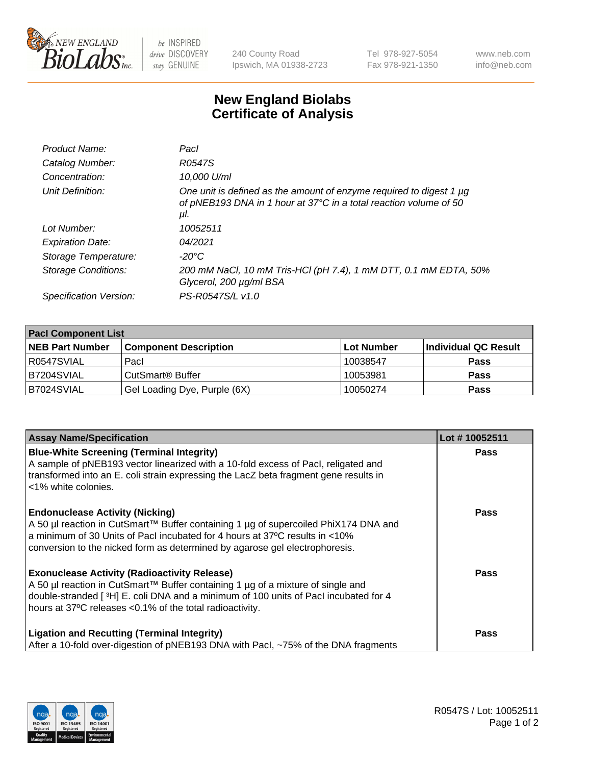# New England Biolabs Certificate of Analysis

| | |
|---|---|
| *Product Name:* | *PacI* |
| *Catalog Number:* | *R0547S* |
| *Concentration:* | *10,000 U/ml* |
| *Unit Definition:* | *One unit is defined as the amount of enzyme required to digest 1 µg of pNEB193 DNA in 1 hour at 37°C in a total reaction volume of 50 µl.* |
| *Lot Number:* | *10052511* |
| *Expiration Date:* | *04/2021* |
| *Storage Temperature:* | *-20°C* |
| *Storage Conditions:* | *200 mM NaCl, 10 mM Tris-HCl (pH 7.4), 1 mM DTT, 0.1 mM EDTA, 50% Glycerol, 200 µg/ml BSA* |
| *Specification Version:* | *PS-R0547S/L v1.0* |

| **PacI Component List** | | | |
|---|---|---|---|
| **NEB Part Number** | **Component Description** | **Lot Number** | **Individual QC Result** |
| R0547SVIAL | PacI | 10038547 | **Pass** |
| B7204SVIAL | CutSmart® Buffer | 10053981 | **Pass** |
| B7024SVIAL | Gel Loading Dye, Purple (6X) | 10050274 | **Pass** |

| Assay Name/Specification | Lot # 10052511 |
|---|---|
| **Blue-White Screening (Terminal Integrity)**<br>A sample of pNEB193 vector linearized with a 10-fold excess of PacI, religated and transformed into an E. coli strain expressing the LacZ beta fragment gene results in <1% white colonies. | **Pass** |
| **Endonuclease Activity (Nicking)**<br>A 50 µl reaction in CutSmart™ Buffer containing 1 µg of supercoiled PhiX174 DNA and a minimum of 30 Units of PacI incubated for 4 hours at 37ºC results in <10% conversion to the nicked form as determined by agarose gel electrophoresis. | **Pass** |
| **Exonuclease Activity (Radioactivity Release)**<br>A 50 µl reaction in CutSmart™ Buffer containing 1 µg of a mixture of single and double-stranded [ $^{3}$H] E. coli DNA and a minimum of 100 units of PacI incubated for 4 hours at 37ºC releases <0.1% of the total radioactivity. | **Pass** |
| **Ligation and Recutting (Terminal Integrity)**<br>After a 10-fold over-digestion of pNEB193 DNA with PacI, ~75% of the DNA fragments | **Pass** |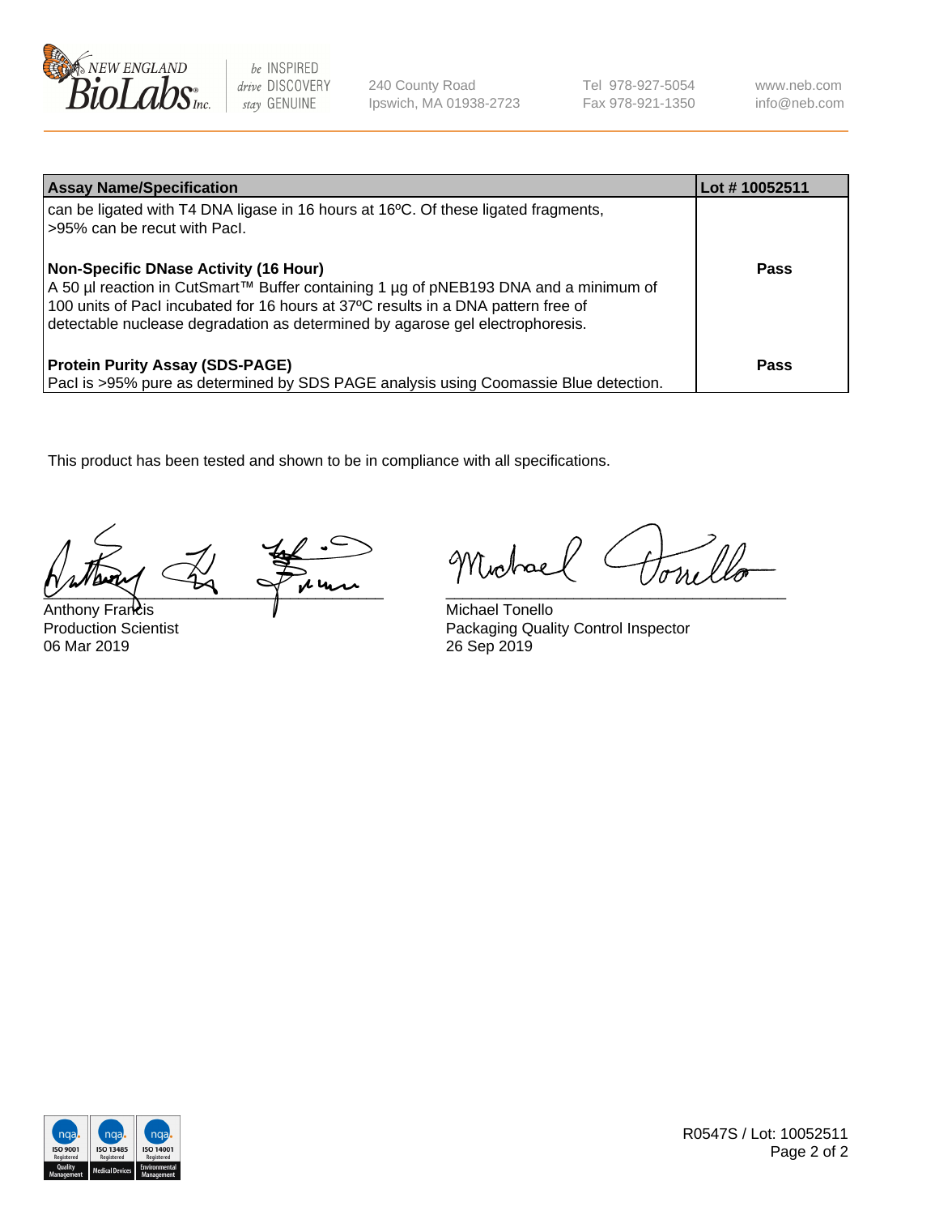| Assay Name/Specification | Lot # 10052511 |
| --- | --- |
| can be ligated with T4 DNA ligase in 16 hours at 16ºC. Of these ligated fragments, >95% can be recut with PacI. | |
| **Non-Specific DNase Activity (16 Hour)**<br>A 50 µl reaction in CutSmart™ Buffer containing 1 µg of pNEB193 DNA and a minimum of 100 units of PacI incubated for 16 hours at 37ºC results in a DNA pattern free of detectable nuclease degradation as determined by agarose gel electrophoresis. | **Pass** |
| **Protein Purity Assay (SDS-PAGE)**<br>PacI is >95% pure as determined by SDS PAGE analysis using Coomassie Blue detection. | **Pass** |

This product has been tested and shown to be in compliance with all specifications.

Anthony Francis
Production Scientist
06 Mar 2019

Michael Tonello
Packaging Quality Control Inspector
26 Sep 2019

R0547S / Lot: 10052511